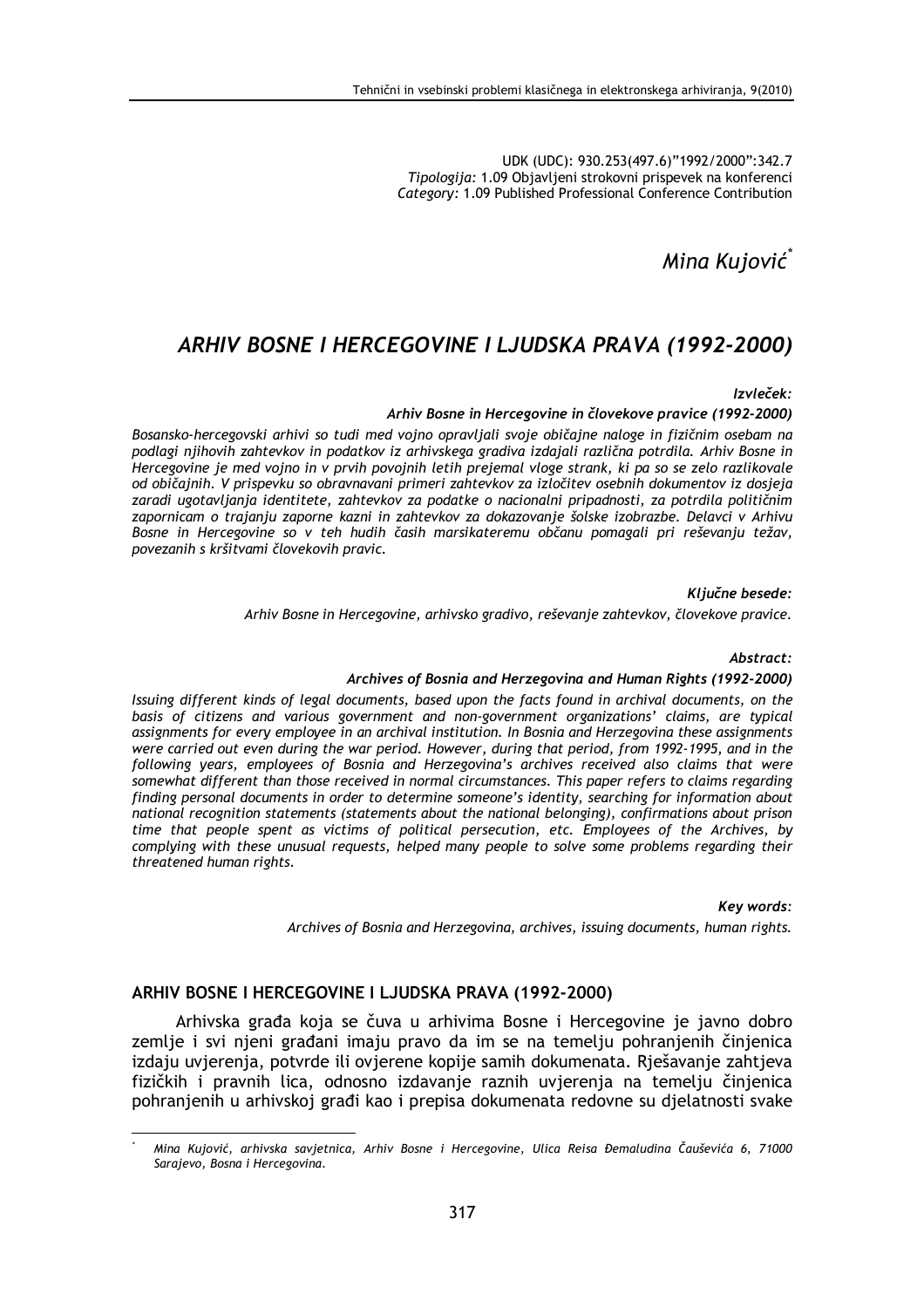UDK (UDC): 930.253(497.6)"1992/2000":342.7
*Tipologija:* 1.09 Objavljeni strokovni prispevek na konferenci
*Category:* 1.09 Published Professional Conference Contribution

*Mina Kujović*[*]

# *ARHIV BOSNE I HERCEGOVINE I LJUDSKA PRAVA (1992-2000)*

***Izvleček:***

***Arhiv Bosne in Hercegovine in človekove pravice (1992-2000)***

*Bosansko-hercegovski arhivi so tudi med vojno opravljali svoje običajne naloge in fizičnim osebam na podlagi njihovih zahtevkov in podatkov iz arhivskega gradiva izdajali različna potrdila. Arhiv Bosne in Hercegovine je med vojno in v prvih povojnih letih prejemal vloge strank, ki pa so se zelo razlikovale od običajnih. V prispevku so obravnavani primeri zahtevkov za izločitev osebnih dokumentov iz dosjeja zaradi ugotavljanja identitete, zahtevkov za podatke o nacionalni pripadnosti, za potrdila političnim zapornicam o trajanju zaporne kazni in zahtevkov za dokazovanje šolske izobrazbe. Delavci v Arhivu Bosne in Hercegovine so v teh hudih časih marsikateremu občanu pomagali pri reševanju težav, povezanih s kršitvami človekovih pravic.*

***Ključne besede:***

*Arhiv Bosne in Hercegovine, arhivsko gradivo, reševanje zahtevkov, človekove pravice.*

***Abstract:***

***Archives of Bosnia and Herzegovina and Human Rights (1992-2000)***

*Issuing different kinds of legal documents, based upon the facts found in archival documents, on the basis of citizens and various government and non-government organizations' claims, are typical assignments for every employee in an archival institution. In Bosnia and Herzegovina these assignments were carried out even during the war period. However, during that period, from 1992-1995, and in the following years, employees of Bosnia and Herzegovina's archives received also claims that were somewhat different than those received in normal circumstances. This paper refers to claims regarding finding personal documents in order to determine someone's identity, searching for information about national recognition statements (statements about the national belonging), confirmations about prison time that people spent as victims of political persecution, etc. Employees of the Archives, by complying with these unusual requests, helped many people to solve some problems regarding their threatened human rights.*

***Key words:***

*Archives of Bosnia and Herzegovina, archives, issuing documents, human rights.*

## ARHIV BOSNE I HERCEGOVINE I LJUDSKA PRAVA (1992-2000)

Arhivska građa koja se čuva u arhivima Bosne i Hercegovine je javno dobro zemlje i svi njeni građani imaju pravo da im se na temelju pohranjenih činjenica izdaju uvjerenja, potvrde ili ovjerene kopije samih dokumenata. Rješavanje zahtjeva fizičkih i pravnih lica, odnosno izdavanje raznih uvjerenja na temelju činjenica pohranjenih u arhivskoj građi kao i prepisa dokumenata redovne su djelatnosti svake

---

[*] *Mina Kujović, arhivska savjetnica, Arhiv Bosne i Hercegovine, Ulica Reisa Đemaludina Čauševića 6, 71000 Sarajevo, Bosna i Hercegovina.*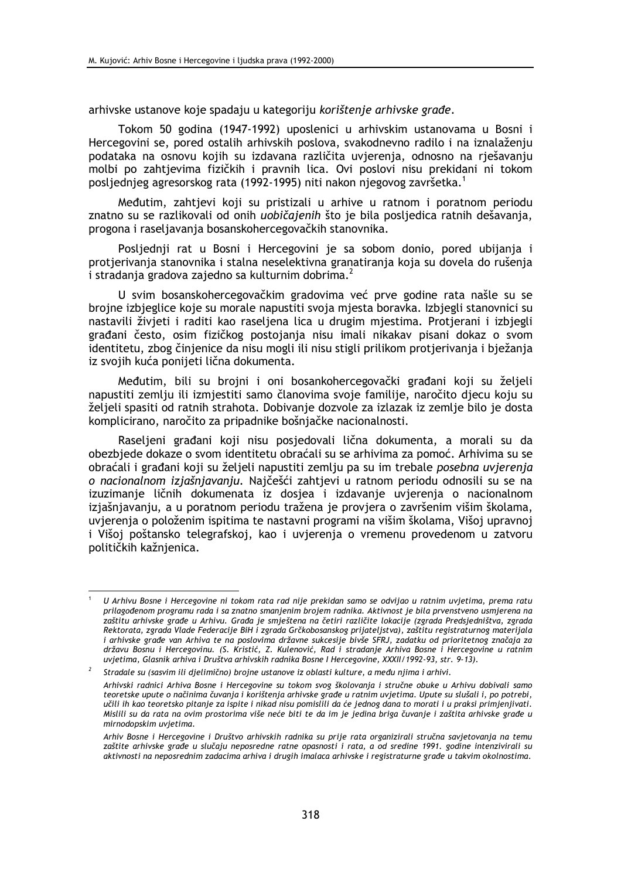arhivske ustanove koje spadaju u kategoriju *korištenje arhivske građe*.

Tokom 50 godina (1947-1992) uposlenici u arhivskim ustanovama u Bosni i Hercegovini se, pored ostalih arhivskih poslova, svakodnevno radilo i na iznalaženju podataka na osnovu kojih su izdavana različita uvjerenja, odnosno na rješavanju molbi po zahtjevima fizičkih i pravnih lica. Ovi poslovi nisu prekidani ni tokom posljednjeg agresorskog rata (1992-1995) niti nakon njegovog završetka.[1]

Međutim, zahtjevi koji su pristizali u arhive u ratnom i poratnom periodu znatno su se razlikovali od onih *uobičajenih* što je bila posljedica ratnih dešavanja, progona i raseljavanja bosanskohercegovačkih stanovnika.

Posljednji rat u Bosni i Hercegovini je sa sobom donio, pored ubijanja i protjerivanja stanovnika i stalna neselektivna granatiranja koja su dovela do rušenja i stradanja gradova zajedno sa kulturnim dobrima.[2]

U svim bosanskohercegovačkim gradovima već prve godine rata našle su se brojne izbjeglice koje su morale napustiti svoja mjesta boravka. Izbjegli stanovnici su nastavili živjeti i raditi kao raseljena lica u drugim mjestima. Protjerani i izbjegli građani često, osim fizičkog postojanja nisu imali nikakav pisani dokaz o svom identitetu, zbog činjenice da nisu mogli ili nisu stigli prilikom protjerivanja i bježanja iz svojih kuća ponijeti lična dokumenta.

Međutim, bili su brojni i oni bosankohercegovački građani koji su željeli napustiti zemlju ili izmjestiti samo članovima svoje familije, naročito djecu koju su željeli spasiti od ratnih strahota. Dobivanje dozvole za izlazak iz zemlje bilo je dosta komplicirano, naročito za pripadnike bošnjačke nacionalnosti.

Raseljeni građani koji nisu posjedovali lična dokumenta, a morali su da obezbjede dokaze o svom identitetu obraćali su se arhivima za pomoć. Arhivima su se obraćali i građani koji su željeli napustiti zemlju pa su im trebale *posebna uvjerenja o nacionalnom izjašnjavanju*. Najčešći zahtjevi u ratnom periodu odnosili su se na izuzimanje ličnih dokumenata iz dosjea i izdavanje uvjerenja o nacionalnom izjašnjavanju, a u poratnom periodu tražena je provjera o završenim višim školama, uvjerenja o položenim ispitima te nastavni programi na višim školama, Višoj upravnoj i Višoj poštansko telegrafskoj, kao i uvjerenja o vremenu provedenom u zatvoru političkih kažnjenica.

---

[1] *U Arhivu Bosne i Hercegovine ni tokom rata rad nije prekidan samo se odvijao u ratnim uvjetima, prema ratu prilagođenom programu rada i sa znatno smanjenim brojem radnika. Aktivnost je bila prvenstveno usmjerena na zaštitu arhivske građe u Arhivu. Građa je smještena na četiri različite lokacije (zgrada Predsjedništva, zgrada Rektorata, zgrada Vlade Federacije BiH i zgrada Grčkobosanskog prijateljstva), zaštitu registraturnog materijala i arhivske građe van Arhiva te na poslovima državne sukcesije bivše SFRJ, zadatku od prioritetnog značaja za državu Bosnu i Hercegovinu. (S. Kristić, Z. Kulenović, Rad i stradanje Arhiva Bosne i Hercegovine u ratnim uvjetima, Glasnik arhiva i Društva arhivskih radnika Bosne i Hercegovine, XXXII/1992-93, str. 9-13).*

[2] *Stradale su (sasvim ili djelimično) brojne ustanove iz oblasti kulture, a među njima i arhivi.*

*Arhivski radnici Arhiva Bosne i Hercegovine su tokom svog školovanja i stručne obuke u Arhivu dobivali samo teoretske upute o načinima čuvanja i korištenja arhivske građe u ratnim uvjetima. Upute su slušali i, po potrebi, učili ih kao teoretsko pitanje za ispite i nikad nisu pomislili da će jednog dana to morati i u praksi primjenjivati. Mislili su da rata na ovim prostorima više neće biti te da im je jedina briga čuvanje i zaštita arhivske građe u mirnodopskim uvjetima.*

*Arhiv Bosne i Hercegovine i Društvo arhivskih radnika su prije rata organizirali stručna savjetovanja na temu zaštite arhivske građe u slučaju neposredne ratne opasnosti i rata, a od sredine 1991. godine intenzivirali su aktivnosti na neposrednim zadacima arhiva i drugih imalaca arhivske i registraturne građe u takvim okolnostima.*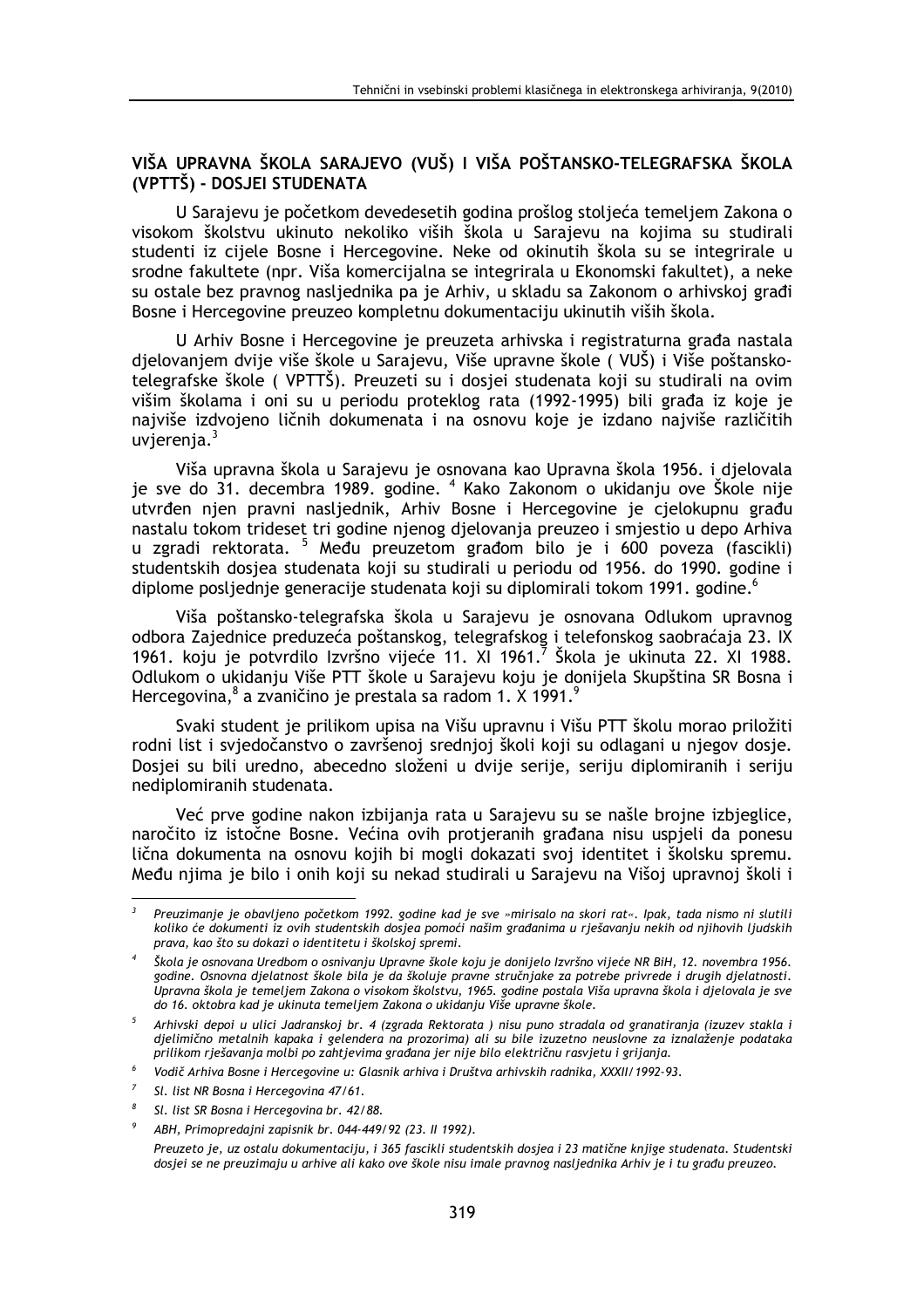## VIŠA UPRAVNA ŠKOLA SARAJEVO (VUŠ) I VIŠA POŠTANSKO-TELEGRAFSKA ŠKOLA (VPTTŠ) - DOSJEI STUDENATA

U Sarajevu je početkom devedesetih godina prošlog stoljeća temeljem Zakona o visokom školstvu ukinuto nekoliko viših škola u Sarajevu na kojima su studirali studenti iz cijele Bosne i Hercegovine. Neke od okinutih škola su se integrirale u srodne fakultete (npr. Viša komercijalna se integrirala u Ekonomski fakultet), a neke su ostale bez pravnog nasljednika pa je Arhiv, u skladu sa Zakonom o arhivskoj građi Bosne i Hercegovine preuzeo kompletnu dokumentaciju ukinutih viših škola.

U Arhiv Bosne i Hercegovine je preuzeta arhivska i registraturna građa nastala djelovanjem dvije više škole u Sarajevu, Više upravne škole ( VUŠ) i Više poštansko-telegrafske škole ( VPTTŠ). Preuzeti su i dosjei studenata koji su studirali na ovim višim školama i oni su u periodu proteklog rata (1992-1995) bili građa iz koje je najviše izdvojeno ličnih dokumenata i na osnovu koje je izdano najviše različitih uvjerenja.[3]

Viša upravna škola u Sarajevu je osnovana kao Upravna škola 1956. i djelovala je sve do 31. decembra 1989. godine. [4] Kako Zakonom o ukidanju ove Škole nije utvrđen njen pravni nasljednik, Arhiv Bosne i Hercegovine je cjelokupnu građu nastalu tokom trideset tri godine njenog djelovanja preuzeo i smjestio u depo Arhiva u zgradi rektorata. [5] Među preuzetom građom bilo je i 600 poveza (fascikli) studentskih dosjea studenata koji su studirali u periodu od 1956. do 1990. godine i diplome posljednje generacije studenata koji su diplomirali tokom 1991. godine.[6]

Viša poštansko-telegrafska škola u Sarajevu je osnovana Odlukom upravnog odbora Zajednice preduzeća poštanskog, telegrafskog i telefonskog saobraćaja 23. IX 1961. koju je potvrdilo Izvršno vijeće 11. XI 1961.[7] Škola je ukinuta 22. XI 1988. Odlukom o ukidanju Više PTT škole u Sarajevu koju je donijela Skupština SR Bosna i Hercegovina,[8] a zvanično je prestala sa radom 1. X 1991.[9]

Svaki student je prilikom upisa na Višu upravnu i Višu PTT školu morao priložiti rodni list i svjedočanstvo o završenoj srednjoj školi koji su odlagani u njegov dosje. Dosjei su bili uredno, abecedno složeni u dvije serije, seriju diplomiranih i seriju nediplomiranih studenata.

Već prve godine nakon izbijanja rata u Sarajevu su se našle brojne izbjeglice, naročito iz istočne Bosne. Većina ovih protjeranih građana nisu uspjeli da ponesu lična dokumenta na osnovu kojih bi mogli dokazati svoj identitet i školsku spremu. Među njima je bilo i onih koji su nekad studirali u Sarajevu na Višoj upravnoj školi i

---

[3] *Preuzimanje je obavljeno početkom 1992. godine kad je sve »mirisalo na skori rat«. Ipak, tada nismo ni slutili koliko će dokumenti iz ovih studentskih dosjea pomoći našim građanima u rješavanju nekih od njihovih ljudskih prava, kao što su dokazi o identitetu i školskoj spremi.*

[4] *Škola je osnovana Uredbom o osnivanju Upravne škole koju je donijelo Izvršno vijeće NR BiH, 12. novembra 1956. godine. Osnovna djelatnost škole bila je da školuje pravne stručnjake za potrebe privrede i drugih djelatnosti. Upravna škola je temeljem Zakona o visokom školstvu, 1965. godine postala Viša upravna škola i djelovala je sve do 16. oktobra kad je ukinuta temeljem Zakona o ukidanju Više upravne škole.*

[5] *Arhivski depoi u ulici Jadranskoj br. 4 (zgrada Rektorata ) nisu puno stradala od granatiranja (izuzev stakla i djelimično metalnih kapaka i gelendera na prozorima) ali su bile izuzetno neuslovne za iznalaženje podataka prilikom rješavanja molbi po zahtjevima građana jer nije bilo električnu rasvjetu i grijanja.*

[6] *Vodič Arhiva Bosne i Hercegovine u: Glasnik arhiva i Društva arhivskih radnika, XXXII/1992-93.*

[7] *Sl. list NR Bosna i Hercegovina 47/61.*

[8] *Sl. list SR Bosna i Hercegovina br. 42/88.*

[9] *ABH, Primopredajni zapisnik br. 044-449/92 (23. II 1992).*
*Preuzeto je, uz ostalu dokumentaciju, i 365 fascikli studentskih dosjea i 23 matične knjige studenata. Studentski dosjei se ne preuzimaju u arhive ali kako ove škole nisu imale pravnog nasljednika Arhiv je i tu građu preuzeo.*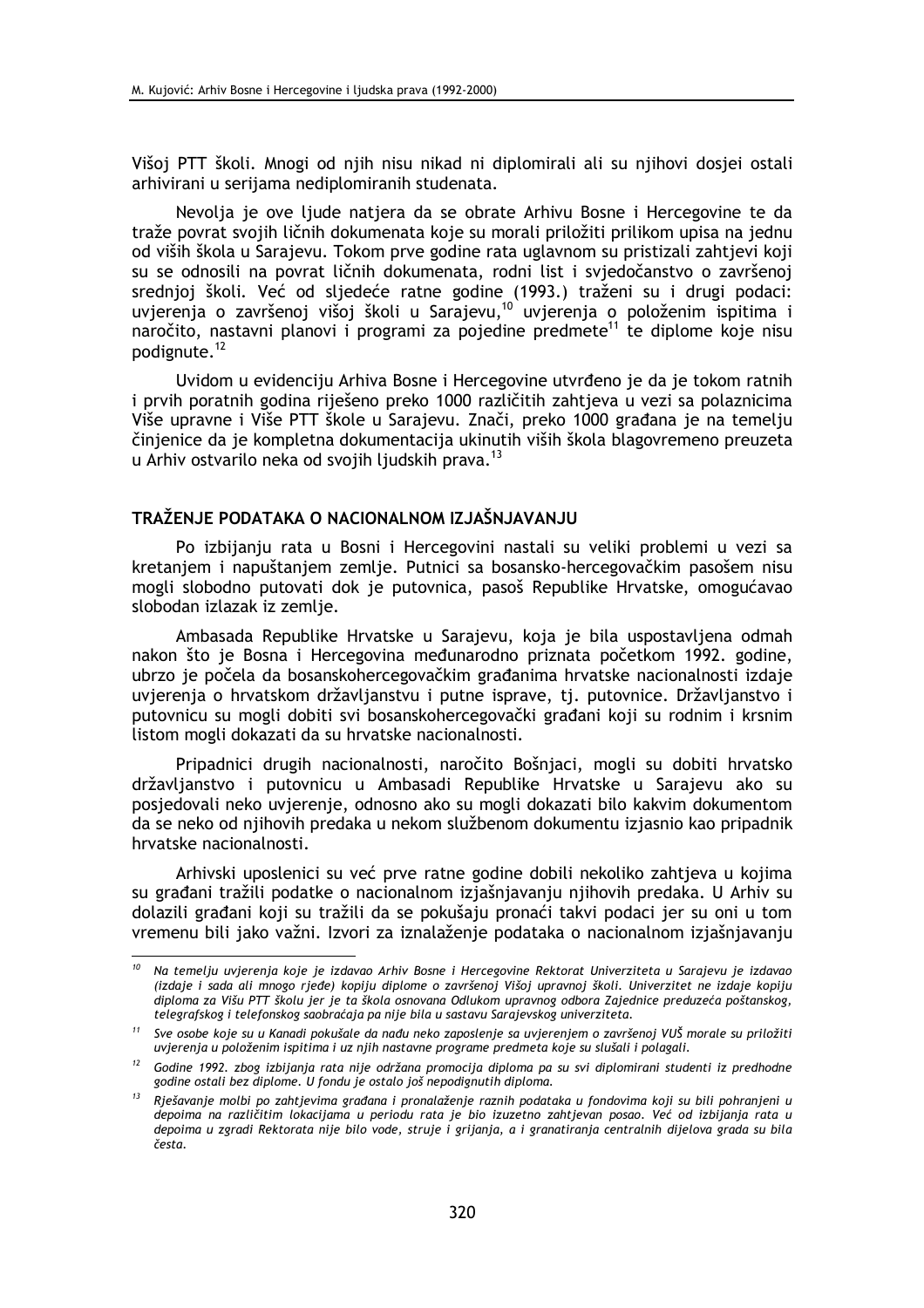Višoj PTT školi. Mnogi od njih nisu nikad ni diplomirali ali su njihovi dosjei ostali arhivirani u serijama nediplomiranih studenata.

Nevolja je ove ljude natjera da se obrate Arhivu Bosne i Hercegovine te da traže povrat svojih ličnih dokumenata koje su morali priložiti prilikom upisa na jednu od viših škola u Sarajevu. Tokom prve godine rata uglavnom su pristizali zahtjevi koji su se odnosili na povrat ličnih dokumenata, rodni list i svjedočanstvo o završenoj srednjoj školi. Već od sljedeće ratne godine (1993.) traženi su i drugi podaci: uvjerenja o završenoj višoj školi u Sarajevu,[10] uvjerenja o položenim ispitima i naročito, nastavni planovi i programi za pojedine predmete[11] te diplome koje nisu podignute.[12]

Uvidom u evidenciju Arhiva Bosne i Hercegovine utvrđeno je da je tokom ratnih i prvih poratnih godina riješeno preko 1000 različitih zahtjeva u vezi sa polaznicima Više upravne i Više PTT škole u Sarajevu. Znači, preko 1000 građana je na temelju činjenice da je kompletna dokumentacija ukinutih viših škola blagovremeno preuzeta u Arhiv ostvarilo neka od svojih ljudskih prava.[13]

## TRAŽENJE PODATAKA O NACIONALNOM IZJAŠNJAVANJU

Po izbijanju rata u Bosni i Hercegovini nastali su veliki problemi u vezi sa kretanjem i napuštanjem zemlje. Putnici sa bosansko-hercegovačkim pasošem nisu mogli slobodno putovati dok je putovnica, pasoš Republike Hrvatske, omogućavao slobodan izlazak iz zemlje.

Ambasada Republike Hrvatske u Sarajevu, koja je bila uspostavljena odmah nakon što je Bosna i Hercegovina međunarodno priznata početkom 1992. godine, ubrzo je počela da bosanskohercegovačkim građanima hrvatske nacionalnosti izdaje uvjerenja o hrvatskom državljanstvu i putne isprave, tj. putovnice. Državljanstvo i putovnicu su mogli dobiti svi bosanskohercegovački građani koji su rodnim i krsnim listom mogli dokazati da su hrvatske nacionalnosti.

Pripadnici drugih nacionalnosti, naročito Bošnjaci, mogli su dobiti hrvatsko državljanstvo i putovnicu u Ambasadi Republike Hrvatske u Sarajevu ako su posjedovali neko uvjerenje, odnosno ako su mogli dokazati bilo kakvim dokumentom da se neko od njihovih predaka u nekom službenom dokumentu izjasnio kao pripadnik hrvatske nacionalnosti.

Arhivski uposlenici su već prve ratne godine dobili nekoliko zahtjeva u kojima su građani tražili podatke o nacionalnom izjašnjavanju njihovih predaka. U Arhiv su dolazili građani koji su tražili da se pokušaju pronaći takvi podaci jer su oni u tom vremenu bili jako važni. Izvori za iznalaženje podataka o nacionalnom izjašnjavanju

---

[10] *Na temelju uvjerenja koje je izdavao Arhiv Bosne i Hercegovine Rektorat Univerziteta u Sarajevu je izdavao (izdaje i sada ali mnogo rjeđe) kopiju diplome o završenoj Višoj upravnoj školi. Univerzitet ne izdaje kopiju diploma za Višu PTT školu jer je ta škola osnovana Odlukom upravnog odbora Zajednice preduzeća poštanskog, telegrafskog i telefonskog saobraćaja pa nije bila u sastavu Sarajevskog univerziteta.*

[11] *Sve osobe koje su u Kanadi pokušale da nađu neko zaposlenje sa uvjerenjem o završenoj VUŠ morale su priložiti uvjerenja o položenim ispitima i uz njih nastavne programe predmeta koje su slušali i polagali.*

[12] *Godine 1992. zbog izbijanja rata nije održana promocija diploma pa su svi diplomirani studenti iz predhodne godine ostali bez diplome. U fondu je ostalo još nepodignutih diploma.*

[13] *Rješavanje molbi po zahtjevima građana i pronalaženje raznih podataka u fondovima koji su bili pohranjeni u depoima na različitim lokacijama u periodu rata je bio izuzetno zahtjevan posao. Već od izbijanja rata u depoima u zgradi Rektorata nije bilo vode, struje i grijanja, a i granatiranja centralnih dijelova grada su bila česta.*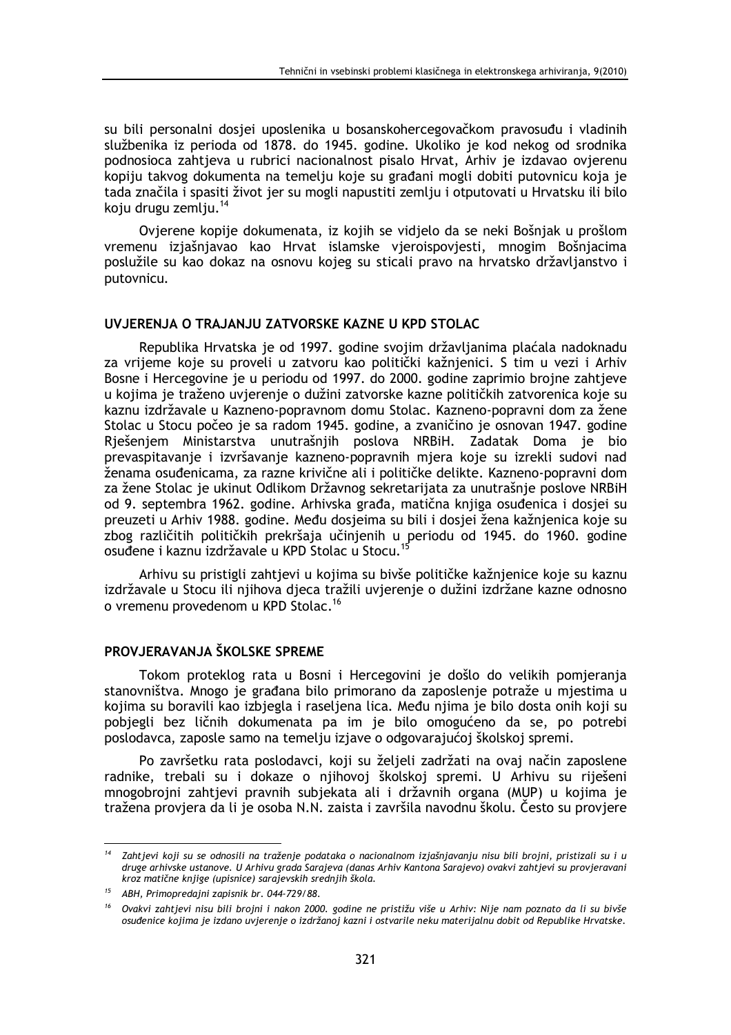su bili personalni dosjei uposlenika u bosanskohercegovačkom pravosuđu i vladinih službenika iz perioda od 1878. do 1945. godine. Ukoliko je kod nekog od srodnika podnosioca zahtjeva u rubrici nacionalnost pisalo Hrvat, Arhiv je izdavao ovjerenu kopiju takvog dokumenta na temelju koje su građani mogli dobiti putovnicu koja je tada značila i spasiti život jer su mogli napustiti zemlju i otputovati u Hrvatsku ili bilo koju drugu zemlju.[14]

Ovjerene kopije dokumenata, iz kojih se vidjelo da se neki Bošnjak u prošlom vremenu izjašnjavao kao Hrvat islamske vjeroispovjesti, mnogim Bošnjacima poslužile su kao dokaz na osnovu kojeg su sticali pravo na hrvatsko državljanstvo i putovnicu.

## UVJERENJA O TRAJANJU ZATVORSKE KAZNE U KPD STOLAC

Republika Hrvatska je od 1997. godine svojim državljanima plaćala nadoknadu za vrijeme koje su proveli u zatvoru kao politički kažnjenici. S tim u vezi i Arhiv Bosne i Hercegovine je u periodu od 1997. do 2000. godine zaprimio brojne zahtjeve u kojima je traženo uvjerenje o dužini zatvorske kazne političkih zatvorenica koje su kaznu izdržavale u Kazneno-popravnom domu Stolac. Kazneno-popravni dom za žene Stolac u Stocu počeo je sa radom 1945. godine, a zvaničino je osnovan 1947. godine Rješenjem Ministarstva unutrašnjih poslova NRBiH. Zadatak Doma je bio prevaspitavanje i izvršavanje kazneno-popravnih mjera koje su izrekli sudovi nad ženama osuđenicama, za razne krivične ali i političke delikte. Kazneno-popravni dom za žene Stolac je ukinut Odlikom Državnog sekretarijata za unutrašnje poslove NRBiH od 9. septembra 1962. godine. Arhivska građa, matična knjiga osuđenica i dosjei su preuzeti u Arhiv 1988. godine. Među dosjeima su bili i dosjei žena kažnjenica koje su zbog različitih političkih prekršaja učinjenih u periodu od 1945. do 1960. godine osuđene i kaznu izdržavale u KPD Stolac u Stocu.[15]

Arhivu su pristigli zahtjevi u kojima su bivše političke kažnjenice koje su kaznu izdržavale u Stocu ili njihova djeca tražili uvjerenje o dužini izdržane kazne odnosno o vremenu provedenom u KPD Stolac.[16]

## PROVJERAVANJA ŠKOLSKE SPREME

Tokom proteklog rata u Bosni i Hercegovini je došlo do velikih pomjeranja stanovništva. Mnogo je građana bilo primorano da zaposlenje potraže u mjestima u kojima su boravili kao izbjegla i raseljena lica. Među njima je bilo dosta onih koji su pobjegli bez ličnih dokumenata pa im je bilo omogućeno da se, po potrebi poslodavca, zaposle samo na temelju izjave o odgovarajućoj školskoj spremi.

Po završetku rata poslodavci, koji su željeli zadržati na ovaj način zaposlene radnike, trebali su i dokaze o njihovoj školskoj spremi. U Arhivu su riješeni mnogobrojni zahtjevi pravnih subjekata ali i državnih organa (MUP) u kojima je tražena provjera da li je osoba N.N. zaista i završila navodnu školu. Često su provjere

---

[14] *Zahtjevi koji su se odnosili na traženje podataka o nacionalnom izjašnjavanju nisu bili brojni, pristizali su i u druge arhivske ustanove. U Arhivu grada Sarajeva (danas Arhiv Kantona Sarajevo) ovakvi zahtjevi su provjeravani kroz matične knjige (upisnice) sarajevskih srednjih škola.*

[15] *ABH, Primopredajni zapisnik br. 044-729/88.*

[16] *Ovakvi zahtjevi nisu bili brojni i nakon 2000. godine ne pristižu više u Arhiv: Nije nam poznato da li su bivše osuđenice kojima je izdano uvjerenje o izdržanoj kazni i ostvarile neku materijalnu dobit od Republike Hrvatske.*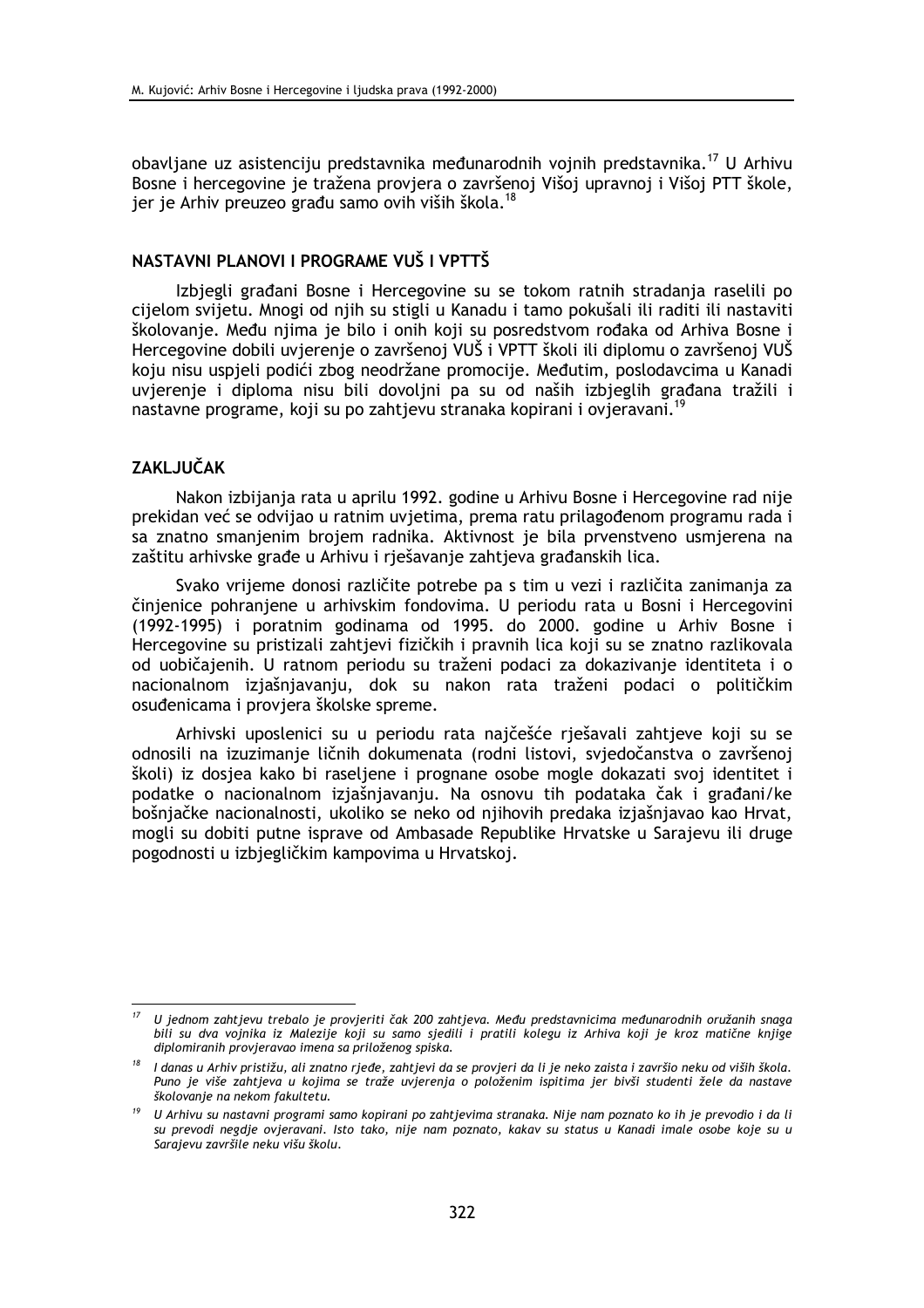obavljane uz asistenciju predstavnika međunarodnih vojnih predstavnika.[17] U Arhivu Bosne i hercegovine je tražena provjera o završenoj Višoj upravnoj i Višoj PTT škole, jer je Arhiv preuzeo građu samo ovih viših škola.[18]

## NASTAVNI PLANOVI I PROGRAME VUŠ I VPTTŠ

Izbjegli građani Bosne i Hercegovine su se tokom ratnih stradanja raselili po cijelom svijetu. Mnogi od njih su stigli u Kanadu i tamo pokušali ili raditi ili nastaviti školovanje. Među njima je bilo i onih koji su posredstvom rođaka od Arhiva Bosne i Hercegovine dobili uvjerenje o završenoj VUŠ i VPTT školi ili diplomu o završenoj VUŠ koju nisu uspjeli podići zbog neodržane promocije. Međutim, poslodavcima u Kanadi uvjerenje i diploma nisu bili dovoljni pa su od naših izbjeglih građana tražili i nastavne programe, koji su po zahtjevu stranaka kopirani i ovjeravani.[19]

## ZAKLJUČAK

Nakon izbijanja rata u aprilu 1992. godine u Arhivu Bosne i Hercegovine rad nije prekidan već se odvijao u ratnim uvjetima, prema ratu prilagođenom programu rada i sa znatno smanjenim brojem radnika. Aktivnost je bila prvenstveno usmjerena na zaštitu arhivske građe u Arhivu i rješavanje zahtjeva građanskih lica.

Svako vrijeme donosi različite potrebe pa s tim u vezi i različita zanimanja za činjenice pohranjene u arhivskim fondovima. U periodu rata u Bosni i Hercegovini (1992-1995) i poratnim godinama od 1995. do 2000. godine u Arhiv Bosne i Hercegovine su pristizali zahtjevi fizičkih i pravnih lica koji su se znatno razlikovala od uobičajenih. U ratnom periodu su traženi podaci za dokazivanje identiteta i o nacionalnom izjašnjavanju, dok su nakon rata traženi podaci o političkim osuđenicama i provjera školske spreme.

Arhivski uposlenici su u periodu rata najčešće rješavali zahtjeve koji su se odnosili na izuzimanje ličnih dokumenata (rodni listovi, svjedočanstva o završenoj školi) iz dosjea kako bi raseljene i prognane osobe mogle dokazati svoj identitet i podatke o nacionalnom izjašnjavanju. Na osnovu tih podataka čak i građani/ke bošnjačke nacionalnosti, ukoliko se neko od njihovih predaka izjašnjavao kao Hrvat, mogli su dobiti putne isprave od Ambasade Republike Hrvatske u Sarajevu ili druge pogodnosti u izbjegličkim kampovima u Hrvatskoj.

---

[17] *U jednom zahtjevu trebalo je provjeriti čak 200 zahtjeva. Među predstavnicima međunarodnih oružanih snaga bili su dva vojnika iz Malezije koji su samo sjedili i pratili kolegu iz Arhiva koji je kroz matične knjige diplomiranih provjeravao imena sa priloženog spiska.*

[18] *I danas u Arhiv pristižu, ali znatno rjeđe, zahtjevi da se provjeri da li je neko zaista i završio neku od viših škola. Puno je više zahtjeva u kojima se traže uvjerenja o položenim ispitima jer bivši studenti žele da nastave školovanje na nekom fakultetu.*

[19] *U Arhivu su nastavni programi samo kopirani po zahtjevima stranaka. Nije nam poznato ko ih je prevodio i da li su prevodi negdje ovjeravani. Isto tako, nije nam poznato, kakav su status u Kanadi imale osobe koje su u Sarajevu završile neku višu školu.*